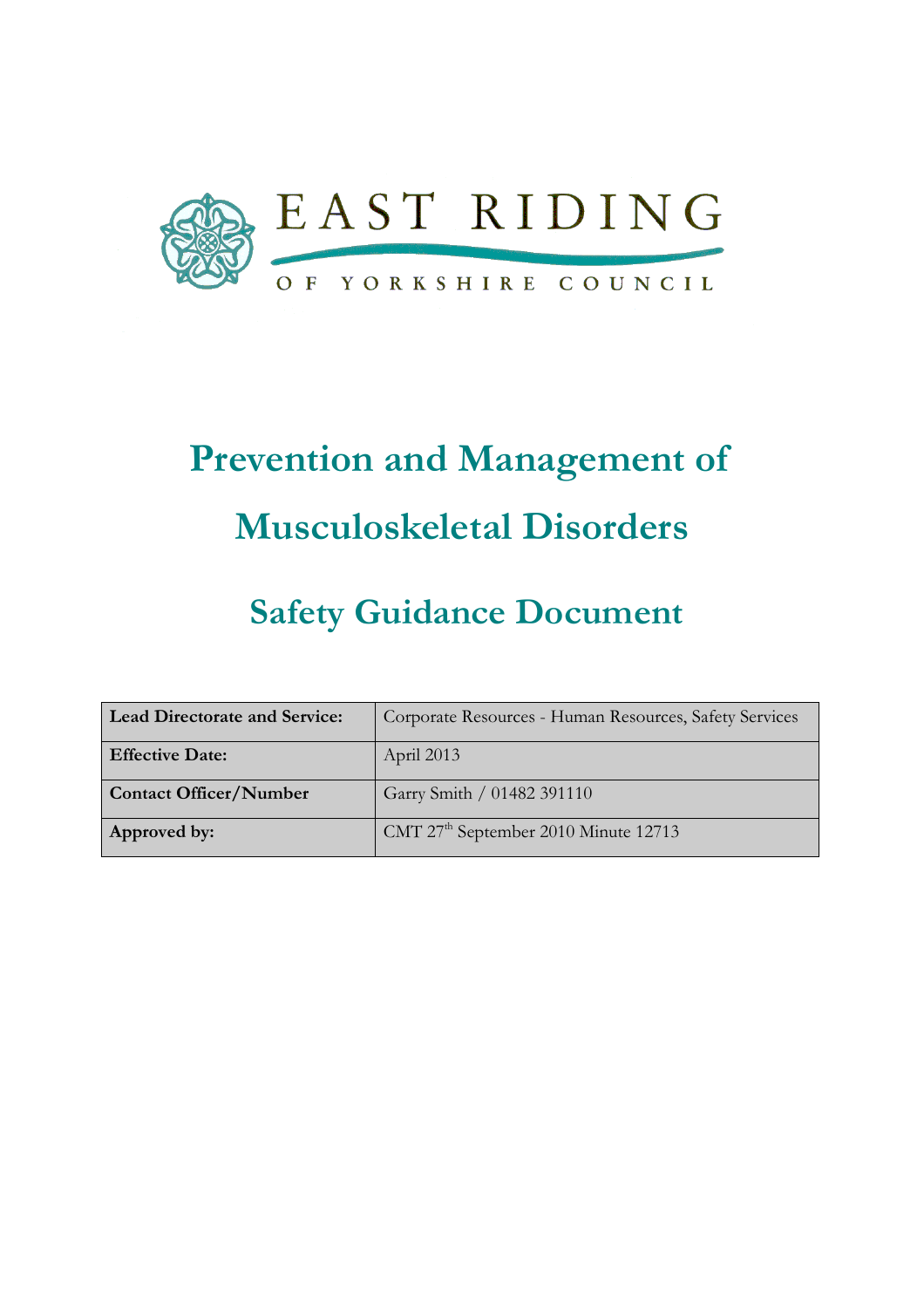EAST RIDING

OF YORKSHIRE COUNCIL

# Prevention and Management of Musculoskeletal Disorders

## Safety Guidance Document

| **Lead Directorate and Service:** | Corporate Resources - Human Resources, Safety Services |
|---|---|
| **Effective Date:** | April 2013 |
| **Contact Officer/Number** | Garry Smith / 01482 391110 |
| **Approved by:** | CMT 27th September 2010 Minute 12713 |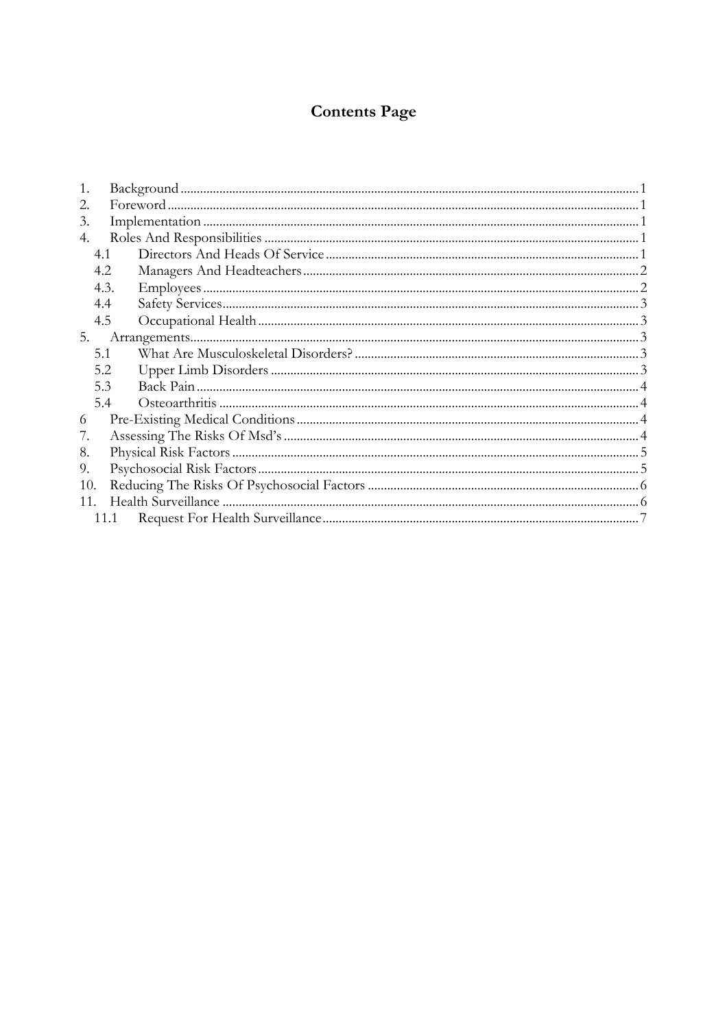# Contents Page

| | | |
|---|---|---|
| 1. | Background | 1 |
| 2. | Foreword | 1 |
| 3. | Implementation | 1 |
| 4. | Roles And Responsibilities | 1 |
| 4.1 | Directors And Heads Of Service | 1 |
| 4.2 | Managers And Headteachers | 2 |
| 4.3. | Employees | 2 |
| 4.4 | Safety Services | 3 |
| 4.5 | Occupational Health | 3 |
| 5. | Arrangements | 3 |
| 5.1 | What Are Musculoskeletal Disorders? | 3 |
| 5.2 | Upper Limb Disorders | 3 |
| 5.3 | Back Pain | 4 |
| 5.4 | Osteoarthritis | 4 |
| 6 | Pre-Existing Medical Conditions | 4 |
| 7. | Assessing The Risks Of Msd's | 4 |
| 8. | Physical Risk Factors | 5 |
| 9. | Psychosocial Risk Factors | 5 |
| 10. | Reducing The Risks Of Psychosocial Factors | 6 |
| 11. | Health Surveillance | 6 |
| 11.1 | Request For Health Surveillance | 7 |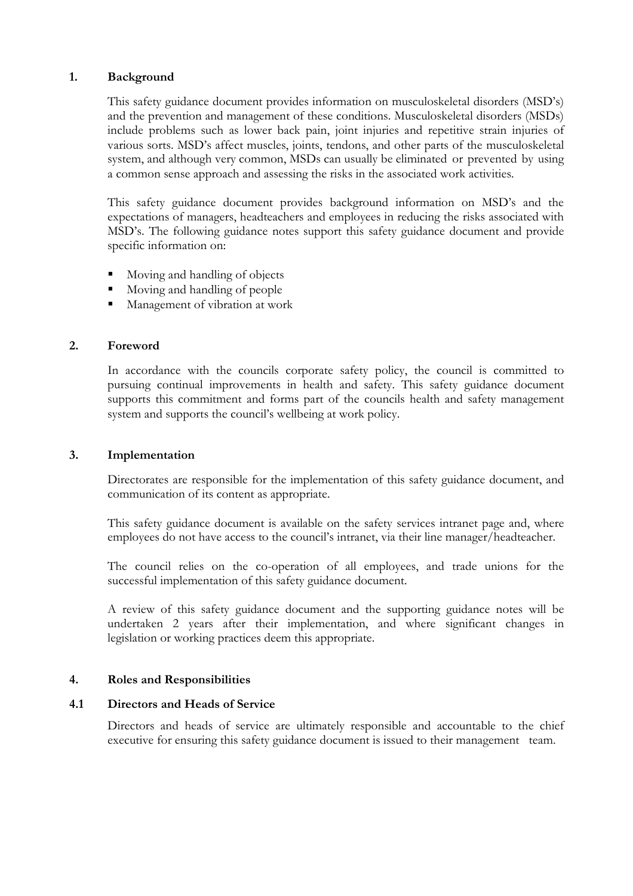## 1. Background

This safety guidance document provides information on musculoskeletal disorders (MSD's) and the prevention and management of these conditions. Musculoskeletal disorders (MSDs) include problems such as lower back pain, joint injuries and repetitive strain injuries of various sorts. MSD's affect muscles, joints, tendons, and other parts of the musculoskeletal system, and although very common, MSDs can usually be eliminated or prevented by using a common sense approach and assessing the risks in the associated work activities.

This safety guidance document provides background information on MSD's and the expectations of managers, headteachers and employees in reducing the risks associated with MSD's. The following guidance notes support this safety guidance document and provide specific information on:

- Moving and handling of objects
- Moving and handling of people
- Management of vibration at work

## 2. Foreword

In accordance with the councils corporate safety policy, the council is committed to pursuing continual improvements in health and safety. This safety guidance document supports this commitment and forms part of the councils health and safety management system and supports the council's wellbeing at work policy.

## 3. Implementation

Directorates are responsible for the implementation of this safety guidance document, and communication of its content as appropriate.

This safety guidance document is available on the safety services intranet page and, where employees do not have access to the council's intranet, via their line manager/headteacher.

The council relies on the co-operation of all employees, and trade unions for the successful implementation of this safety guidance document.

A review of this safety guidance document and the supporting guidance notes will be undertaken 2 years after their implementation, and where significant changes in legislation or working practices deem this appropriate.

## 4. Roles and Responsibilities

### 4.1 Directors and Heads of Service

Directors and heads of service are ultimately responsible and accountable to the chief executive for ensuring this safety guidance document is issued to their management team.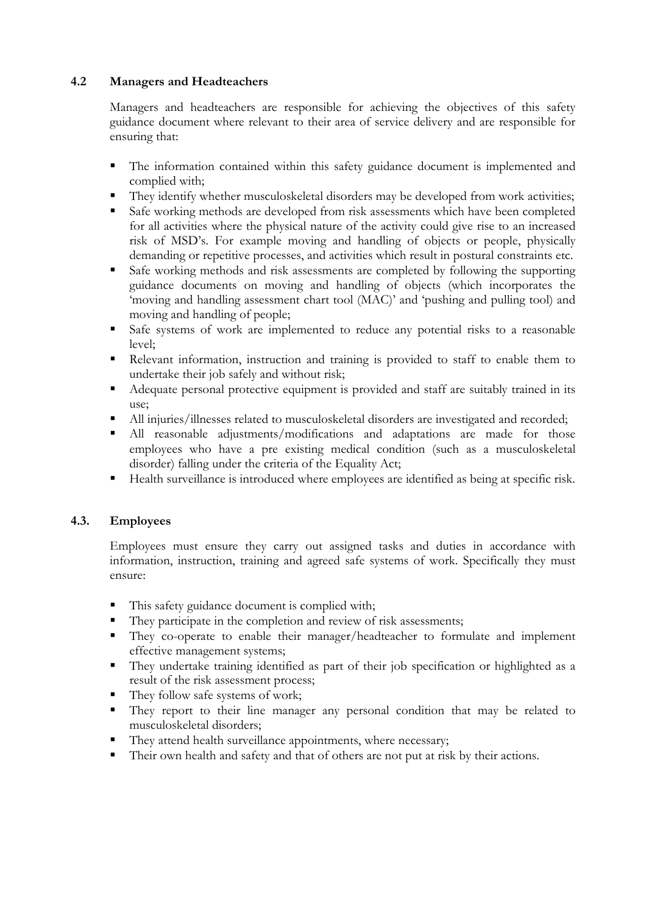### 4.2 Managers and Headteachers

Managers and headteachers are responsible for achieving the objectives of this safety guidance document where relevant to their area of service delivery and are responsible for ensuring that:

- The information contained within this safety guidance document is implemented and complied with;
- They identify whether musculoskeletal disorders may be developed from work activities;
- Safe working methods are developed from risk assessments which have been completed for all activities where the physical nature of the activity could give rise to an increased risk of MSD's. For example moving and handling of objects or people, physically demanding or repetitive processes, and activities which result in postural constraints etc.
- Safe working methods and risk assessments are completed by following the supporting guidance documents on moving and handling of objects (which incorporates the 'moving and handling assessment chart tool (MAC)' and 'pushing and pulling tool) and moving and handling of people;
- Safe systems of work are implemented to reduce any potential risks to a reasonable level;
- Relevant information, instruction and training is provided to staff to enable them to undertake their job safely and without risk;
- Adequate personal protective equipment is provided and staff are suitably trained in its use;
- All injuries/illnesses related to musculoskeletal disorders are investigated and recorded;
- All reasonable adjustments/modifications and adaptations are made for those employees who have a pre existing medical condition (such as a musculoskeletal disorder) falling under the criteria of the Equality Act;
- Health surveillance is introduced where employees are identified as being at specific risk.

### 4.3. Employees

Employees must ensure they carry out assigned tasks and duties in accordance with information, instruction, training and agreed safe systems of work. Specifically they must ensure:

- This safety guidance document is complied with;
- They participate in the completion and review of risk assessments;
- They co-operate to enable their manager/headteacher to formulate and implement effective management systems;
- They undertake training identified as part of their job specification or highlighted as a result of the risk assessment process;
- They follow safe systems of work;
- They report to their line manager any personal condition that may be related to musculoskeletal disorders;
- They attend health surveillance appointments, where necessary;
- Their own health and safety and that of others are not put at risk by their actions.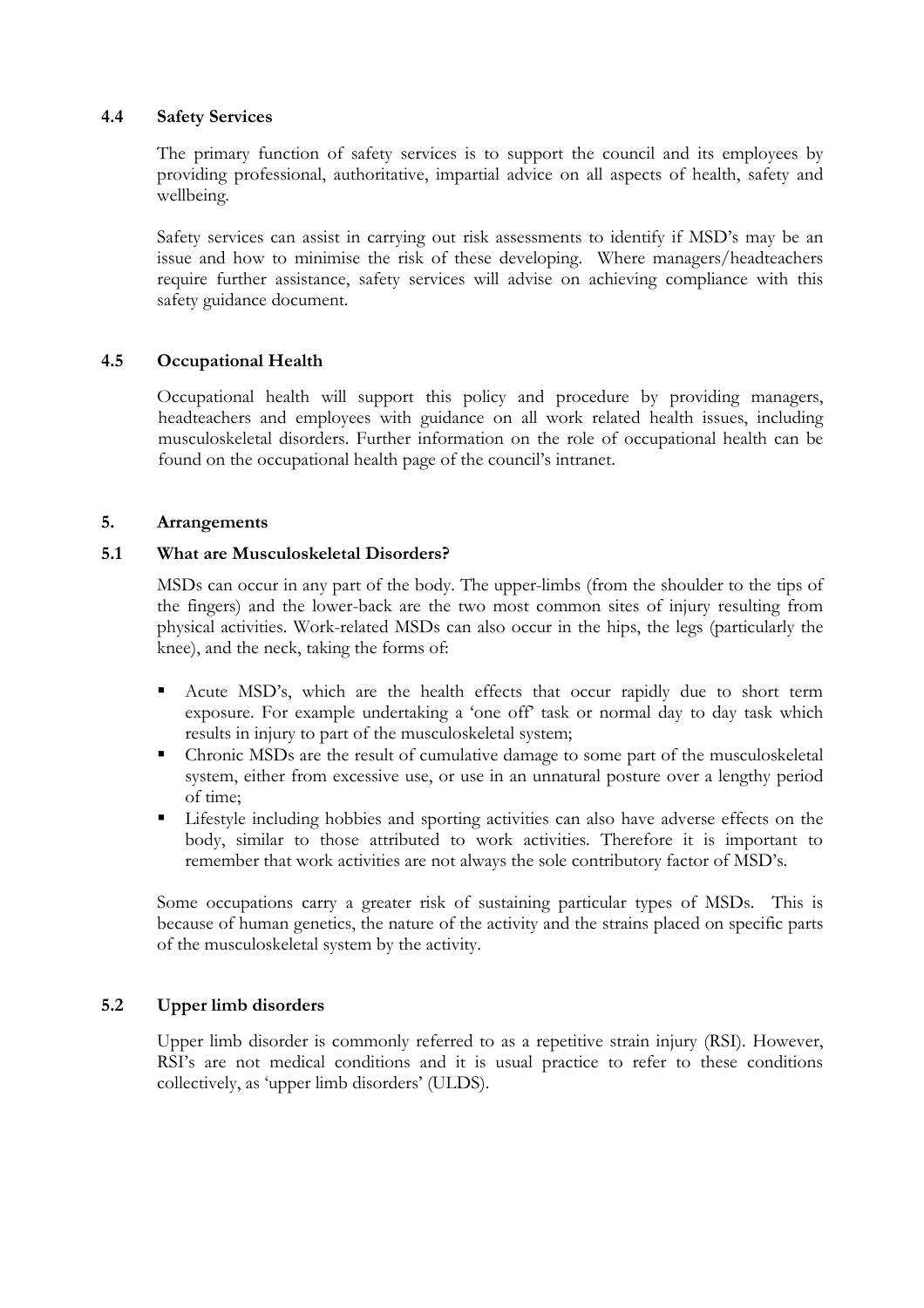### 4.4 Safety Services

The primary function of safety services is to support the council and its employees by providing professional, authoritative, impartial advice on all aspects of health, safety and wellbeing.

Safety services can assist in carrying out risk assessments to identify if MSD's may be an issue and how to minimise the risk of these developing. Where managers/headteachers require further assistance, safety services will advise on achieving compliance with this safety guidance document.

### 4.5 Occupational Health

Occupational health will support this policy and procedure by providing managers, headteachers and employees with guidance on all work related health issues, including musculoskeletal disorders. Further information on the role of occupational health can be found on the occupational health page of the council's intranet.

## 5. Arrangements

### 5.1 What are Musculoskeletal Disorders?

MSDs can occur in any part of the body. The upper-limbs (from the shoulder to the tips of the fingers) and the lower-back are the two most common sites of injury resulting from physical activities. Work-related MSDs can also occur in the hips, the legs (particularly the knee), and the neck, taking the forms of:

- Acute MSD's, which are the health effects that occur rapidly due to short term exposure. For example undertaking a 'one off' task or normal day to day task which results in injury to part of the musculoskeletal system;
- Chronic MSDs are the result of cumulative damage to some part of the musculoskeletal system, either from excessive use, or use in an unnatural posture over a lengthy period of time;
- Lifestyle including hobbies and sporting activities can also have adverse effects on the body, similar to those attributed to work activities. Therefore it is important to remember that work activities are not always the sole contributory factor of MSD's.

Some occupations carry a greater risk of sustaining particular types of MSDs. This is because of human genetics, the nature of the activity and the strains placed on specific parts of the musculoskeletal system by the activity.

### 5.2 Upper limb disorders

Upper limb disorder is commonly referred to as a repetitive strain injury (RSI). However, RSI's are not medical conditions and it is usual practice to refer to these conditions collectively, as 'upper limb disorders' (ULDS).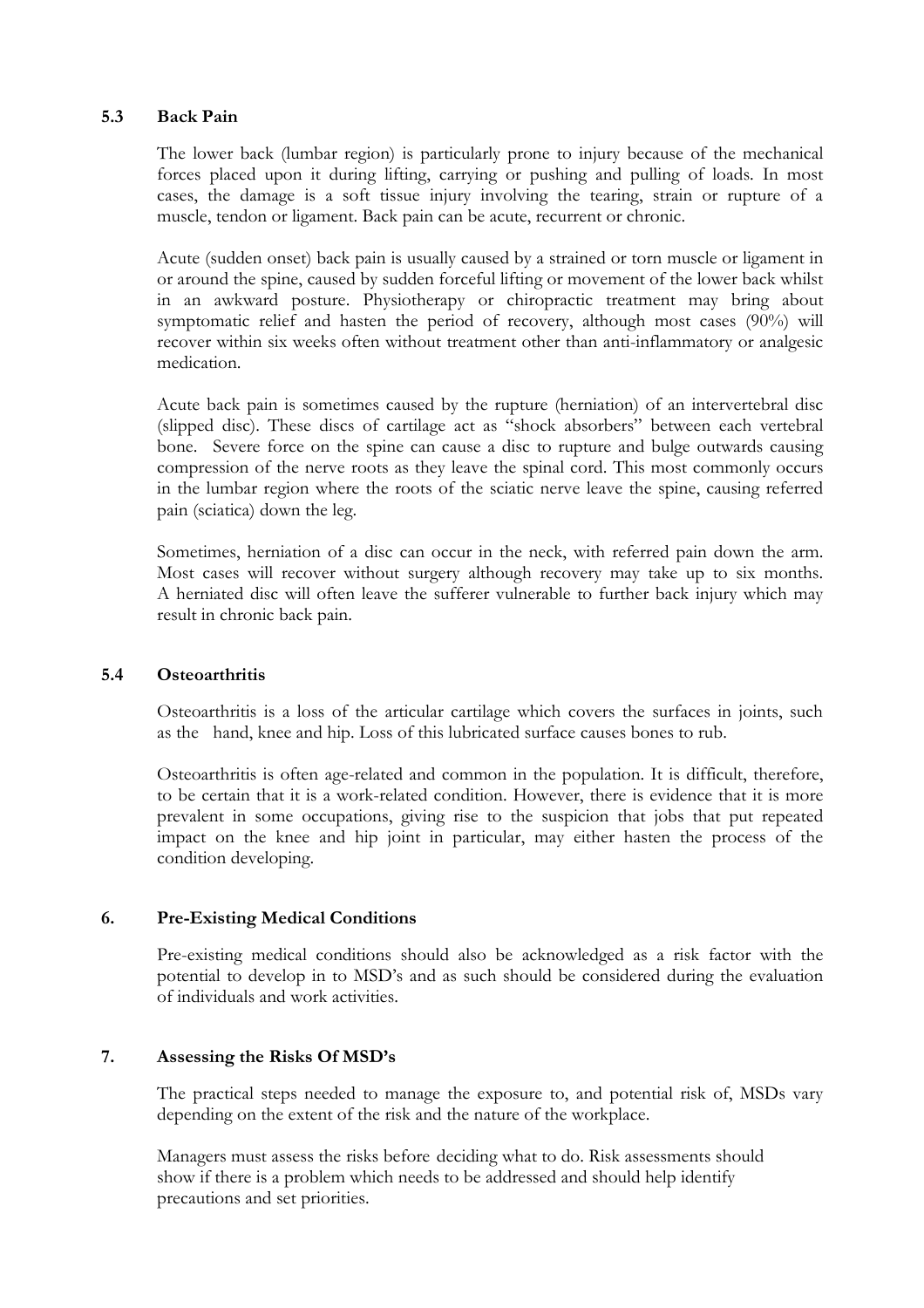### 5.3 Back Pain

The lower back (lumbar region) is particularly prone to injury because of the mechanical forces placed upon it during lifting, carrying or pushing and pulling of loads. In most cases, the damage is a soft tissue injury involving the tearing, strain or rupture of a muscle, tendon or ligament. Back pain can be acute, recurrent or chronic.

Acute (sudden onset) back pain is usually caused by a strained or torn muscle or ligament in or around the spine, caused by sudden forceful lifting or movement of the lower back whilst in an awkward posture. Physiotherapy or chiropractic treatment may bring about symptomatic relief and hasten the period of recovery, although most cases (90%) will recover within six weeks often without treatment other than anti-inflammatory or analgesic medication.

Acute back pain is sometimes caused by the rupture (herniation) of an intervertebral disc (slipped disc). These discs of cartilage act as "shock absorbers" between each vertebral bone. Severe force on the spine can cause a disc to rupture and bulge outwards causing compression of the nerve roots as they leave the spinal cord. This most commonly occurs in the lumbar region where the roots of the sciatic nerve leave the spine, causing referred pain (sciatica) down the leg.

Sometimes, herniation of a disc can occur in the neck, with referred pain down the arm. Most cases will recover without surgery although recovery may take up to six months. A herniated disc will often leave the sufferer vulnerable to further back injury which may result in chronic back pain.

### 5.4 Osteoarthritis

Osteoarthritis is a loss of the articular cartilage which covers the surfaces in joints, such as the hand, knee and hip. Loss of this lubricated surface causes bones to rub.

Osteoarthritis is often age-related and common in the population. It is difficult, therefore, to be certain that it is a work-related condition. However, there is evidence that it is more prevalent in some occupations, giving rise to the suspicion that jobs that put repeated impact on the knee and hip joint in particular, may either hasten the process of the condition developing.

## 6. Pre-Existing Medical Conditions

Pre-existing medical conditions should also be acknowledged as a risk factor with the potential to develop in to MSD's and as such should be considered during the evaluation of individuals and work activities.

## 7. Assessing the Risks Of MSD's

The practical steps needed to manage the exposure to, and potential risk of, MSDs vary depending on the extent of the risk and the nature of the workplace.

Managers must assess the risks before deciding what to do. Risk assessments should show if there is a problem which needs to be addressed and should help identify precautions and set priorities.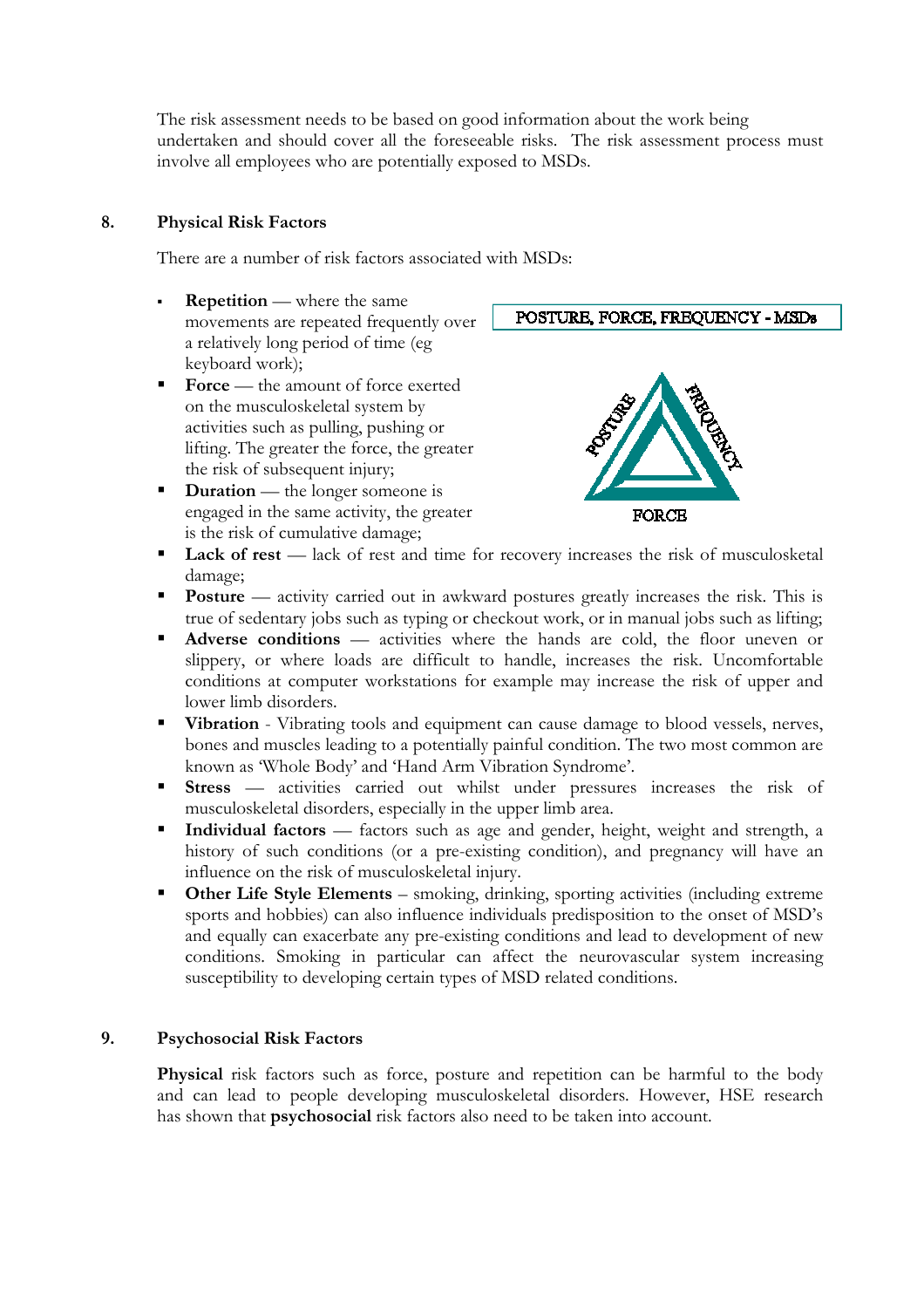The risk assessment needs to be based on good information about the work being undertaken and should cover all the foreseeable risks. The risk assessment process must involve all employees who are potentially exposed to MSDs.

## 8. Physical Risk Factors

There are a number of risk factors associated with MSDs:

POSTURE, FORCE, FREQUENCY - MSDs

- **Repetition** — where the same movements are repeated frequently over a relatively long period of time (eg keyboard work);
- **Force** — the amount of force exerted on the musculoskeletal system by activities such as pulling, pushing or lifting. The greater the force, the greater the risk of subsequent injury;
- **Duration** — the longer someone is engaged in the same activity, the greater is the risk of cumulative damage;
- **Lack of rest** — lack of rest and time for recovery increases the risk of musculoskeletal damage;
- **Posture** — activity carried out in awkward postures greatly increases the risk. This is true of sedentary jobs such as typing or checkout work, or in manual jobs such as lifting;
- **Adverse conditions** — activities where the hands are cold, the floor uneven or slippery, or where loads are difficult to handle, increases the risk. Uncomfortable conditions at computer workstations for example may increase the risk of upper and lower limb disorders.
- **Vibration** - Vibrating tools and equipment can cause damage to blood vessels, nerves, bones and muscles leading to a potentially painful condition. The two most common are known as 'Whole Body' and 'Hand Arm Vibration Syndrome'.
- **Stress** — activities carried out whilst under pressures increases the risk of musculoskeletal disorders, especially in the upper limb area.
- **Individual factors** — factors such as age and gender, height, weight and strength, a history of such conditions (or a pre-existing condition), and pregnancy will have an influence on the risk of musculoskeletal injury.
- **Other Life Style Elements** – smoking, drinking, sporting activities (including extreme sports and hobbies) can also influence individuals predisposition to the onset of MSD's and equally can exacerbate any pre-existing conditions and lead to development of new conditions. Smoking in particular can affect the neurovascular system increasing susceptibility to developing certain types of MSD related conditions.

## 9. Psychosocial Risk Factors

**Physical** risk factors such as force, posture and repetition can be harmful to the body and can lead to people developing musculoskeletal disorders. However, HSE research has shown that **psychosocial** risk factors also need to be taken into account.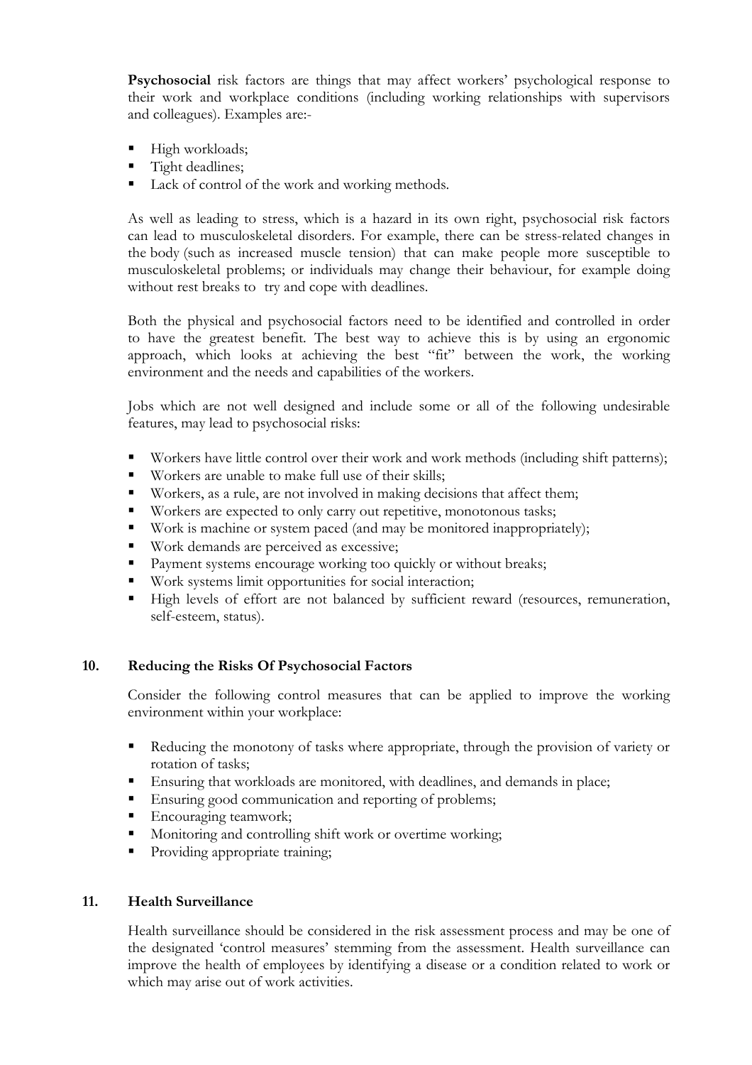**Psychosocial** risk factors are things that may affect workers' psychological response to their work and workplace conditions (including working relationships with supervisors and colleagues). Examples are:-

- High workloads;
- Tight deadlines;
- Lack of control of the work and working methods.

As well as leading to stress, which is a hazard in its own right, psychosocial risk factors can lead to musculoskeletal disorders. For example, there can be stress-related changes in the body (such as increased muscle tension) that can make people more susceptible to musculoskeletal problems; or individuals may change their behaviour, for example doing without rest breaks to try and cope with deadlines.

Both the physical and psychosocial factors need to be identified and controlled in order to have the greatest benefit. The best way to achieve this is by using an ergonomic approach, which looks at achieving the best "fit" between the work, the working environment and the needs and capabilities of the workers.

Jobs which are not well designed and include some or all of the following undesirable features, may lead to psychosocial risks:

- Workers have little control over their work and work methods (including shift patterns);
- Workers are unable to make full use of their skills;
- Workers, as a rule, are not involved in making decisions that affect them;
- Workers are expected to only carry out repetitive, monotonous tasks;
- Work is machine or system paced (and may be monitored inappropriately);
- Work demands are perceived as excessive;
- Payment systems encourage working too quickly or without breaks;
- Work systems limit opportunities for social interaction;
- High levels of effort are not balanced by sufficient reward (resources, remuneration, self-esteem, status).

## 10. Reducing the Risks Of Psychosocial Factors

Consider the following control measures that can be applied to improve the working environment within your workplace:

- Reducing the monotony of tasks where appropriate, through the provision of variety or rotation of tasks;
- Ensuring that workloads are monitored, with deadlines, and demands in place;
- Ensuring good communication and reporting of problems;
- Encouraging teamwork;
- Monitoring and controlling shift work or overtime working;
- Providing appropriate training;

## 11. Health Surveillance

Health surveillance should be considered in the risk assessment process and may be one of the designated 'control measures' stemming from the assessment. Health surveillance can improve the health of employees by identifying a disease or a condition related to work or which may arise out of work activities.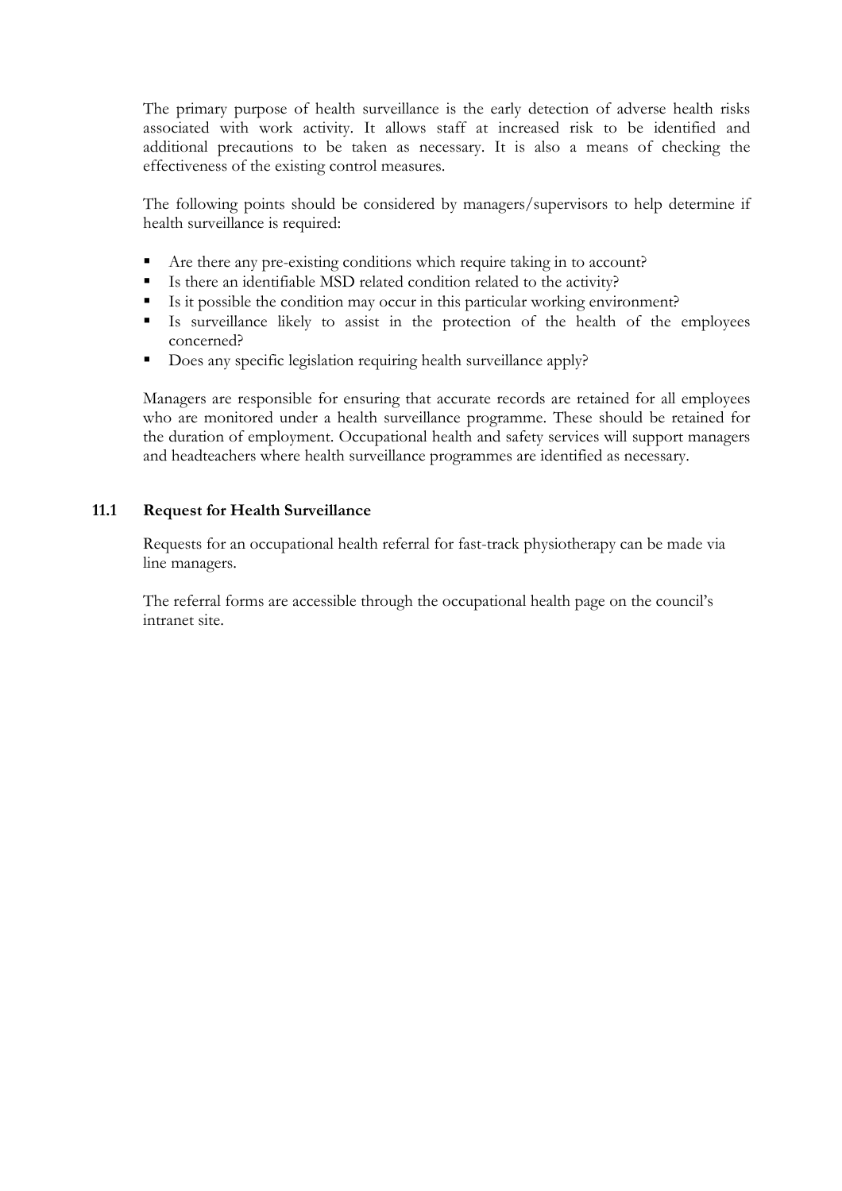The primary purpose of health surveillance is the early detection of adverse health risks associated with work activity. It allows staff at increased risk to be identified and additional precautions to be taken as necessary. It is also a means of checking the effectiveness of the existing control measures.

The following points should be considered by managers/supervisors to help determine if health surveillance is required:

- Are there any pre-existing conditions which require taking in to account?
- Is there an identifiable MSD related condition related to the activity?
- Is it possible the condition may occur in this particular working environment?
- Is surveillance likely to assist in the protection of the health of the employees concerned?
- Does any specific legislation requiring health surveillance apply?

Managers are responsible for ensuring that accurate records are retained for all employees who are monitored under a health surveillance programme. These should be retained for the duration of employment. Occupational health and safety services will support managers and headteachers where health surveillance programmes are identified as necessary.

### 11.1 Request for Health Surveillance

Requests for an occupational health referral for fast-track physiotherapy can be made via line managers.

The referral forms are accessible through the occupational health page on the council's intranet site.